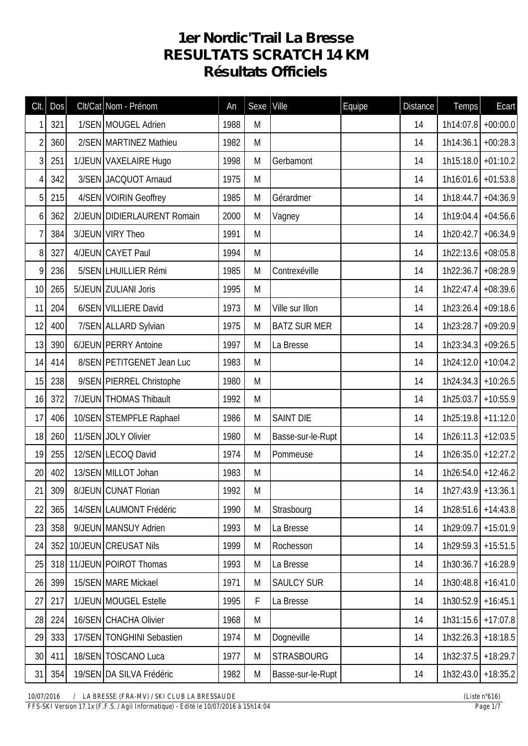# 1er Nordic'Trail La Bresse
# RESULTATS SCRATCH 14 KM
# Résultats Officiels

| Clt. | Dos | Clt/Cat | Nom - Prénom | An | Sexe | Ville | Equipe | Distance | Temps | Ecart |
|---|---|---|---|---|---|---|---|---|---|---|
| 1 | 321 | 1/SEN | MOUGEL Adrien | 1988 | M | | | 14 | 1h14:07.8 | +00:00.0 |
| 2 | 360 | 2/SEN | MARTINEZ Mathieu | 1982 | M | | | 14 | 1h14:36.1 | +00:28.3 |
| 3 | 251 | 1/JEUN | VAXELAIRE Hugo | 1998 | M | Gerbamont | | 14 | 1h15:18.0 | +01:10.2 |
| 4 | 342 | 3/SEN | JACQUOT Arnaud | 1975 | M | | | 14 | 1h16:01.6 | +01:53.8 |
| 5 | 215 | 4/SEN | VOIRIN Geoffrey | 1985 | M | Gérardmer | | 14 | 1h18:44.7 | +04:36.9 |
| 6 | 362 | 2/JEUN | DIDIERLAURENT Romain | 2000 | M | Vagney | | 14 | 1h19:04.4 | +04:56.6 |
| 7 | 384 | 3/JEUN | VIRY Theo | 1991 | M | | | 14 | 1h20:42.7 | +06:34.9 |
| 8 | 327 | 4/JEUN | CAYET Paul | 1994 | M | | | 14 | 1h22:13.6 | +08:05.8 |
| 9 | 236 | 5/SEN | LHUILLIER Rémi | 1985 | M | Contrexéville | | 14 | 1h22:36.7 | +08:28.9 |
| 10 | 265 | 5/JEUN | ZULIANI Joris | 1995 | M | | | 14 | 1h22:47.4 | +08:39.6 |
| 11 | 204 | 6/SEN | VILLIERE David | 1973 | M | Ville sur Illon | | 14 | 1h23:26.4 | +09:18.6 |
| 12 | 400 | 7/SEN | ALLARD Sylvian | 1975 | M | BATZ SUR MER | | 14 | 1h23:28.7 | +09:20.9 |
| 13 | 390 | 6/JEUN | PERRY Antoine | 1997 | M | La Bresse | | 14 | 1h23:34.3 | +09:26.5 |
| 14 | 414 | 8/SEN | PETITGENET Jean Luc | 1983 | M | | | 14 | 1h24:12.0 | +10:04.2 |
| 15 | 238 | 9/SEN | PIERREL Christophe | 1980 | M | | | 14 | 1h24:34.3 | +10:26.5 |
| 16 | 372 | 7/JEUN | THOMAS Thibault | 1992 | M | | | 14 | 1h25:03.7 | +10:55.9 |
| 17 | 406 | 10/SEN | STEMPFLE Raphael | 1986 | M | SAINT DIE | | 14 | 1h25:19.8 | +11:12.0 |
| 18 | 260 | 11/SEN | JOLY Olivier | 1980 | M | Basse-sur-le-Rupt | | 14 | 1h26:11.3 | +12:03.5 |
| 19 | 255 | 12/SEN | LECOQ David | 1974 | M | Pommeuse | | 14 | 1h26:35.0 | +12:27.2 |
| 20 | 402 | 13/SEN | MILLOT Johan | 1983 | M | | | 14 | 1h26:54.0 | +12:46.2 |
| 21 | 309 | 8/JEUN | CUNAT Florian | 1992 | M | | | 14 | 1h27:43.9 | +13:36.1 |
| 22 | 365 | 14/SEN | LAUMONT Frédéric | 1990 | M | Strasbourg | | 14 | 1h28:51.6 | +14:43.8 |
| 23 | 358 | 9/JEUN | MANSUY Adrien | 1993 | M | La Bresse | | 14 | 1h29:09.7 | +15:01.9 |
| 24 | 352 | 10/JEUN | CREUSAT Nils | 1999 | M | Rochesson | | 14 | 1h29:59.3 | +15:51.5 |
| 25 | 318 | 11/JEUN | POIROT Thomas | 1993 | M | La Bresse | | 14 | 1h30:36.7 | +16:28.9 |
| 26 | 399 | 15/SEN | MARE Mickael | 1971 | M | SAULCY SUR | | 14 | 1h30:48.8 | +16:41.0 |
| 27 | 217 | 1/JEUN | MOUGEL Estelle | 1995 | F | La Bresse | | 14 | 1h30:52.9 | +16:45.1 |
| 28 | 224 | 16/SEN | CHACHA Olivier | 1968 | M | | | 14 | 1h31:15.6 | +17:07.8 |
| 29 | 333 | 17/SEN | TONGHINI Sebastien | 1974 | M | Dogneville | | 14 | 1h32:26.3 | +18:18.5 |
| 30 | 411 | 18/SEN | TOSCANO Luca | 1977 | M | STRASBOURG | | 14 | 1h32:37.5 | +18:29.7 |
| 31 | 354 | 19/SEN | DA SILVA Frédéric | 1982 | M | Basse-sur-le-Rupt | | 14 | 1h32:43.0 | +18:35.2 |

10/07/2016 / LA BRESSE (FRA-MV) / SKI CLUB LA BRESSAUDE (Liste n°616)

FFS-SKI Version 17.1x (F.F.S. / Agil Informatique) - Edité le 10/07/2016 à 15h14:04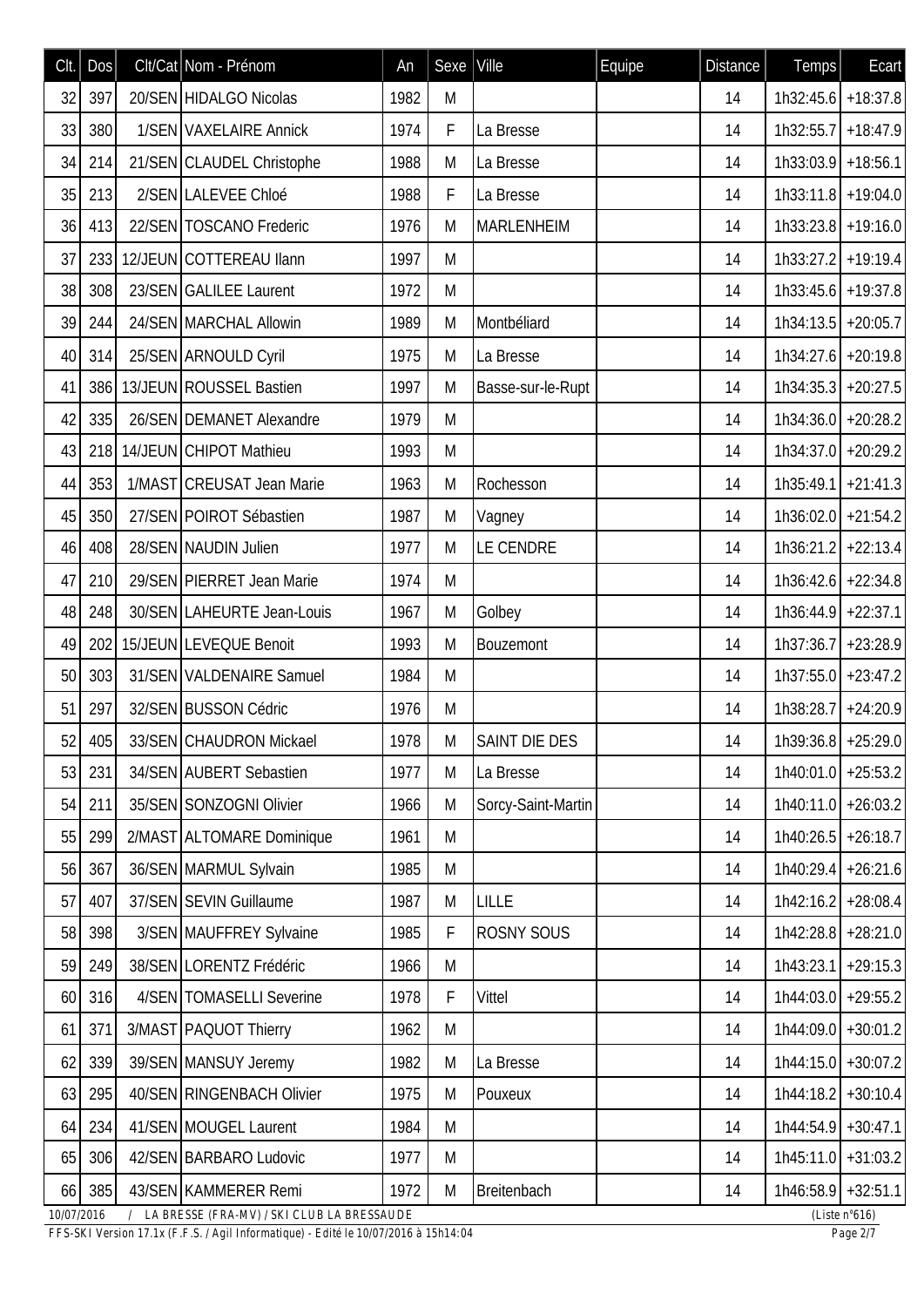| Clt. | Dos | Clt/Cat | Nom - Prénom | An | Sexe | Ville | Equipe | Distance | Temps | Ecart |
|---|---|---|---|---|---|---|---|---|---|---|
| 32 | 397 | 20/SEN | HIDALGO Nicolas | 1982 | M | | | 14 | 1h32:45.6 | +18:37.8 |
| 33 | 380 | 1/SEN | VAXELAIRE Annick | 1974 | F | La Bresse | | 14 | 1h32:55.7 | +18:47.9 |
| 34 | 214 | 21/SEN | CLAUDEL Christophe | 1988 | M | La Bresse | | 14 | 1h33:03.9 | +18:56.1 |
| 35 | 213 | 2/SEN | LALEVEE Chloé | 1988 | F | La Bresse | | 14 | 1h33:11.8 | +19:04.0 |
| 36 | 413 | 22/SEN | TOSCANO Frederic | 1976 | M | MARLENHEIM | | 14 | 1h33:23.8 | +19:16.0 |
| 37 | 233 | 12/JEUN | COTTEREAU Ilann | 1997 | M | | | 14 | 1h33:27.2 | +19:19.4 |
| 38 | 308 | 23/SEN | GALILEE Laurent | 1972 | M | | | 14 | 1h33:45.6 | +19:37.8 |
| 39 | 244 | 24/SEN | MARCHAL Allowin | 1989 | M | Montbéliard | | 14 | 1h34:13.5 | +20:05.7 |
| 40 | 314 | 25/SEN | ARNOULD Cyril | 1975 | M | La Bresse | | 14 | 1h34:27.6 | +20:19.8 |
| 41 | 386 | 13/JEUN | ROUSSEL Bastien | 1997 | M | Basse-sur-le-Rupt | | 14 | 1h34:35.3 | +20:27.5 |
| 42 | 335 | 26/SEN | DEMANET Alexandre | 1979 | M | | | 14 | 1h34:36.0 | +20:28.2 |
| 43 | 218 | 14/JEUN | CHIPOT Mathieu | 1993 | M | | | 14 | 1h34:37.0 | +20:29.2 |
| 44 | 353 | 1/MAST | CREUSAT Jean Marie | 1963 | M | Rochesson | | 14 | 1h35:49.1 | +21:41.3 |
| 45 | 350 | 27/SEN | POIROT Sébastien | 1987 | M | Vagney | | 14 | 1h36:02.0 | +21:54.2 |
| 46 | 408 | 28/SEN | NAUDIN Julien | 1977 | M | LE CENDRE | | 14 | 1h36:21.2 | +22:13.4 |
| 47 | 210 | 29/SEN | PIERRET Jean Marie | 1974 | M | | | 14 | 1h36:42.6 | +22:34.8 |
| 48 | 248 | 30/SEN | LAHEURTE Jean-Louis | 1967 | M | Golbey | | 14 | 1h36:44.9 | +22:37.1 |
| 49 | 202 | 15/JEUN | LEVEQUE Benoit | 1993 | M | Bouzemont | | 14 | 1h37:36.7 | +23:28.9 |
| 50 | 303 | 31/SEN | VALDENAIRE Samuel | 1984 | M | | | 14 | 1h37:55.0 | +23:47.2 |
| 51 | 297 | 32/SEN | BUSSON Cédric | 1976 | M | | | 14 | 1h38:28.7 | +24:20.9 |
| 52 | 405 | 33/SEN | CHAUDRON Mickael | 1978 | M | SAINT DIE DES | | 14 | 1h39:36.8 | +25:29.0 |
| 53 | 231 | 34/SEN | AUBERT Sebastien | 1977 | M | La Bresse | | 14 | 1h40:01.0 | +25:53.2 |
| 54 | 211 | 35/SEN | SONZOGNI Olivier | 1966 | M | Sorcy-Saint-Martin | | 14 | 1h40:11.0 | +26:03.2 |
| 55 | 299 | 2/MAST | ALTOMARE Dominique | 1961 | M | | | 14 | 1h40:26.5 | +26:18.7 |
| 56 | 367 | 36/SEN | MARMUL Sylvain | 1985 | M | | | 14 | 1h40:29.4 | +26:21.6 |
| 57 | 407 | 37/SEN | SEVIN Guillaume | 1987 | M | LILLE | | 14 | 1h42:16.2 | +28:08.4 |
| 58 | 398 | 3/SEN | MAUFFREY Sylvaine | 1985 | F | ROSNY SOUS | | 14 | 1h42:28.8 | +28:21.0 |
| 59 | 249 | 38/SEN | LORENTZ Frédéric | 1966 | M | | | 14 | 1h43:23.1 | +29:15.3 |
| 60 | 316 | 4/SEN | TOMASELLI Severine | 1978 | F | Vittel | | 14 | 1h44:03.0 | +29:55.2 |
| 61 | 371 | 3/MAST | PAQUOT Thierry | 1962 | M | | | 14 | 1h44:09.0 | +30:01.2 |
| 62 | 339 | 39/SEN | MANSUY Jeremy | 1982 | M | La Bresse | | 14 | 1h44:15.0 | +30:07.2 |
| 63 | 295 | 40/SEN | RINGENBACH Olivier | 1975 | M | Pouxeux | | 14 | 1h44:18.2 | +30:10.4 |
| 64 | 234 | 41/SEN | MOUGEL Laurent | 1984 | M | | | 14 | 1h44:54.9 | +30:47.1 |
| 65 | 306 | 42/SEN | BARBARO Ludovic | 1977 | M | | | 14 | 1h45:11.0 | +31:03.2 |
| 66 | 385 | 43/SEN | KAMMERER Remi | 1972 | M | Breitenbach | | 14 | 1h46:58.9 | +32:51.1 |

10/07/2016 / LA BRESSE (FRA-MV) / SKI CLUB LA BRESSAUDE (Liste n°616)

FFS-SKI Version 17.1x (F.F.S. / Agil Informatique) - Edité le 10/07/2016 à 15h14:04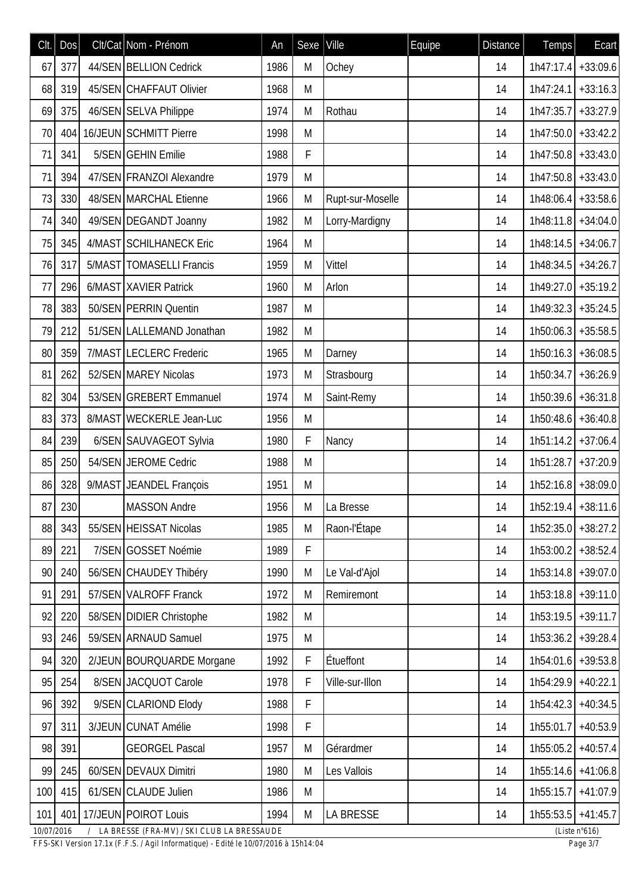| Clt. | Dos | Clt/Cat | Nom - Prénom | An | Sexe | Ville | Equipe | Distance | Temps | Ecart |
|---|---|---|---|---|---|---|---|---|---|---|
| 67 | 377 | 44/SEN | BELLION Cedrick | 1986 | M | Ochey | | 14 | 1h47:17.4 | +33:09.6 |
| 68 | 319 | 45/SEN | CHAFFAUT Olivier | 1968 | M | | | 14 | 1h47:24.1 | +33:16.3 |
| 69 | 375 | 46/SEN | SELVA Philippe | 1974 | M | Rothau | | 14 | 1h47:35.7 | +33:27.9 |
| 70 | 404 | 16/JEUN | SCHMITT Pierre | 1998 | M | | | 14 | 1h47:50.0 | +33:42.2 |
| 71 | 341 | 5/SEN | GEHIN Emilie | 1988 | F | | | 14 | 1h47:50.8 | +33:43.0 |
| 71 | 394 | 47/SEN | FRANZOI Alexandre | 1979 | M | | | 14 | 1h47:50.8 | +33:43.0 |
| 73 | 330 | 48/SEN | MARCHAL Etienne | 1966 | M | Rupt-sur-Moselle | | 14 | 1h48:06.4 | +33:58.6 |
| 74 | 340 | 49/SEN | DEGANDT Joanny | 1982 | M | Lorry-Mardigny | | 14 | 1h48:11.8 | +34:04.0 |
| 75 | 345 | 4/MAST | SCHILHANECK Eric | 1964 | M | | | 14 | 1h48:14.5 | +34:06.7 |
| 76 | 317 | 5/MAST | TOMASELLI Francis | 1959 | M | Vittel | | 14 | 1h48:34.5 | +34:26.7 |
| 77 | 296 | 6/MAST | XAVIER Patrick | 1960 | M | Arlon | | 14 | 1h49:27.0 | +35:19.2 |
| 78 | 383 | 50/SEN | PERRIN Quentin | 1987 | M | | | 14 | 1h49:32.3 | +35:24.5 |
| 79 | 212 | 51/SEN | LALLEMAND Jonathan | 1982 | M | | | 14 | 1h50:06.3 | +35:58.5 |
| 80 | 359 | 7/MAST | LECLERC Frederic | 1965 | M | Darney | | 14 | 1h50:16.3 | +36:08.5 |
| 81 | 262 | 52/SEN | MAREY Nicolas | 1973 | M | Strasbourg | | 14 | 1h50:34.7 | +36:26.9 |
| 82 | 304 | 53/SEN | GREBERT Emmanuel | 1974 | M | Saint-Remy | | 14 | 1h50:39.6 | +36:31.8 |
| 83 | 373 | 8/MAST | WECKERLE Jean-Luc | 1956 | M | | | 14 | 1h50:48.6 | +36:40.8 |
| 84 | 239 | 6/SEN | SAUVAGEOT Sylvia | 1980 | F | Nancy | | 14 | 1h51:14.2 | +37:06.4 |
| 85 | 250 | 54/SEN | JEROME Cedric | 1988 | M | | | 14 | 1h51:28.7 | +37:20.9 |
| 86 | 328 | 9/MAST | JEANDEL François | 1951 | M | | | 14 | 1h52:16.8 | +38:09.0 |
| 87 | 230 | | MASSON Andre | 1956 | M | La Bresse | | 14 | 1h52:19.4 | +38:11.6 |
| 88 | 343 | 55/SEN | HEISSAT Nicolas | 1985 | M | Raon-l'Étape | | 14 | 1h52:35.0 | +38:27.2 |
| 89 | 221 | 7/SEN | GOSSET Noémie | 1989 | F | | | 14 | 1h53:00.2 | +38:52.4 |
| 90 | 240 | 56/SEN | CHAUDEY Thibéry | 1990 | M | Le Val-d'Ajol | | 14 | 1h53:14.8 | +39:07.0 |
| 91 | 291 | 57/SEN | VALROFF Franck | 1972 | M | Remiremont | | 14 | 1h53:18.8 | +39:11.0 |
| 92 | 220 | 58/SEN | DIDIER Christophe | 1982 | M | | | 14 | 1h53:19.5 | +39:11.7 |
| 93 | 246 | 59/SEN | ARNAUD Samuel | 1975 | M | | | 14 | 1h53:36.2 | +39:28.4 |
| 94 | 320 | 2/JEUN | BOURQUARDE Morgane | 1992 | F | Étueffont | | 14 | 1h54:01.6 | +39:53.8 |
| 95 | 254 | 8/SEN | JACQUOT Carole | 1978 | F | Ville-sur-Illon | | 14 | 1h54:29.9 | +40:22.1 |
| 96 | 392 | 9/SEN | CLARIOND Elody | 1988 | F | | | 14 | 1h54:42.3 | +40:34.5 |
| 97 | 311 | 3/JEUN | CUNAT Amélie | 1998 | F | | | 14 | 1h55:01.7 | +40:53.9 |
| 98 | 391 | | GEORGEL Pascal | 1957 | M | Gérardmer | | 14 | 1h55:05.2 | +40:57.4 |
| 99 | 245 | 60/SEN | DEVAUX Dimitri | 1980 | M | Les Vallois | | 14 | 1h55:14.6 | +41:06.8 |
| 100 | 415 | 61/SEN | CLAUDE Julien | 1986 | M | | | 14 | 1h55:15.7 | +41:07.9 |
| 101 | 401 | 17/JEUN | POIROT Louis | 1994 | M | LA BRESSE | | 14 | 1h55:53.5 | +41:45.7 |

10/07/2016 / LA BRESSE (FRA-MV) / SKI CLUB LA BRESSAUDE (Liste n°616)

FFS-SKI Version 17.1x (F.F.S. / Agil Informatique) - Edité le 10/07/2016 à 15h14:04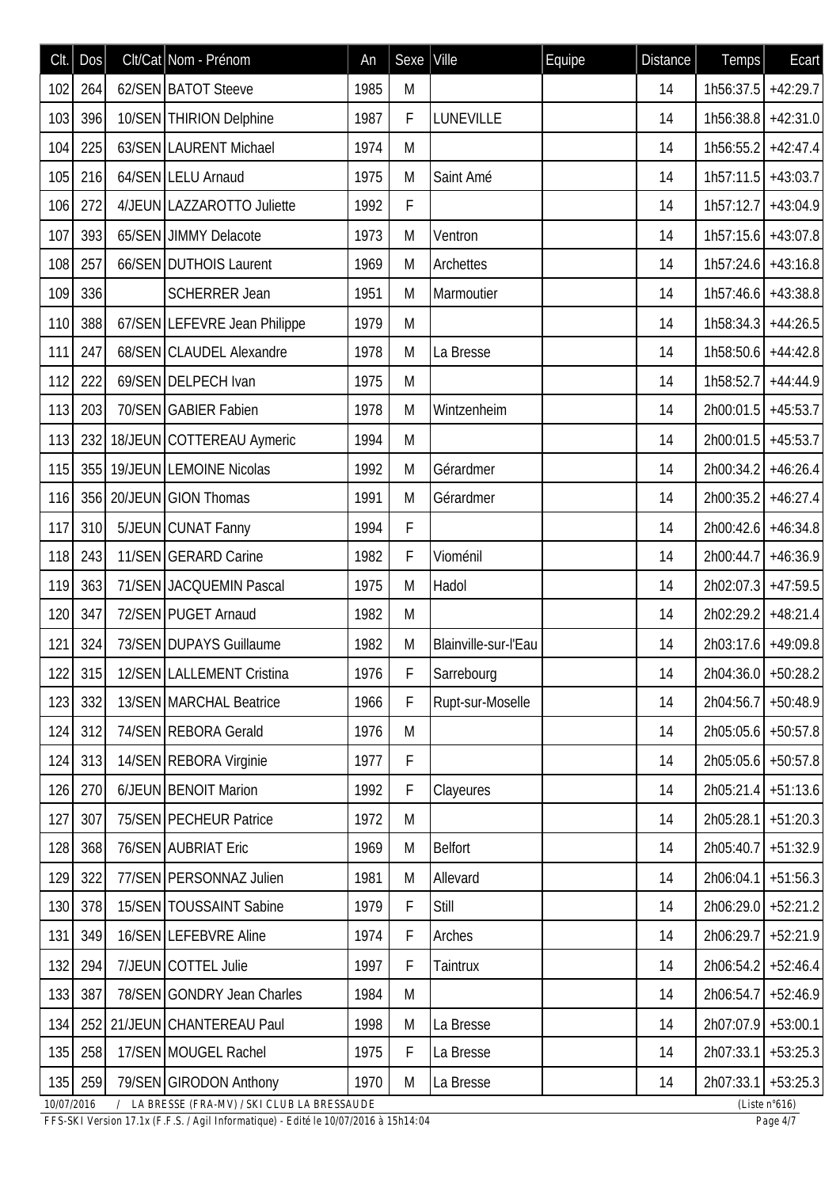| Clt. | Dos | Clt/Cat | Nom - Prénom | An | Sexe | Ville | Equipe | Distance | Temps | Ecart |
|---|---|---|---|---|---|---|---|---|---|---|
| 102 | 264 | 62/SEN | BATOT Steeve | 1985 | M | | | 14 | 1h56:37.5 | +42:29.7 |
| 103 | 396 | 10/SEN | THIRION Delphine | 1987 | F | LUNEVILLE | | 14 | 1h56:38.8 | +42:31.0 |
| 104 | 225 | 63/SEN | LAURENT Michael | 1974 | M | | | 14 | 1h56:55.2 | +42:47.4 |
| 105 | 216 | 64/SEN | LELU Arnaud | 1975 | M | Saint Amé | | 14 | 1h57:11.5 | +43:03.7 |
| 106 | 272 | 4/JEUN | LAZZAROTTO Juliette | 1992 | F | | | 14 | 1h57:12.7 | +43:04.9 |
| 107 | 393 | 65/SEN | JIMMY Delacote | 1973 | M | Ventron | | 14 | 1h57:15.6 | +43:07.8 |
| 108 | 257 | 66/SEN | DUTHOIS Laurent | 1969 | M | Archettes | | 14 | 1h57:24.6 | +43:16.8 |
| 109 | 336 | | SCHERRER Jean | 1951 | M | Marmoutier | | 14 | 1h57:46.6 | +43:38.8 |
| 110 | 388 | 67/SEN | LEFEVRE Jean Philippe | 1979 | M | | | 14 | 1h58:34.3 | +44:26.5 |
| 111 | 247 | 68/SEN | CLAUDEL Alexandre | 1978 | M | La Bresse | | 14 | 1h58:50.6 | +44:42.8 |
| 112 | 222 | 69/SEN | DELPECH Ivan | 1975 | M | | | 14 | 1h58:52.7 | +44:44.9 |
| 113 | 203 | 70/SEN | GABIER Fabien | 1978 | M | Wintzenheim | | 14 | 2h00:01.5 | +45:53.7 |
| 113 | 232 | 18/JEUN | COTTEREAU Aymeric | 1994 | M | | | 14 | 2h00:01.5 | +45:53.7 |
| 115 | 355 | 19/JEUN | LEMOINE Nicolas | 1992 | M | Gérardmer | | 14 | 2h00:34.2 | +46:26.4 |
| 116 | 356 | 20/JEUN | GION Thomas | 1991 | M | Gérardmer | | 14 | 2h00:35.2 | +46:27.4 |
| 117 | 310 | 5/JEUN | CUNAT Fanny | 1994 | F | | | 14 | 2h00:42.6 | +46:34.8 |
| 118 | 243 | 11/SEN | GERARD Carine | 1982 | F | Vioménil | | 14 | 2h00:44.7 | +46:36.9 |
| 119 | 363 | 71/SEN | JACQUEMIN Pascal | 1975 | M | Hadol | | 14 | 2h02:07.3 | +47:59.5 |
| 120 | 347 | 72/SEN | PUGET Arnaud | 1982 | M | | | 14 | 2h02:29.2 | +48:21.4 |
| 121 | 324 | 73/SEN | DUPAYS Guillaume | 1982 | M | Blainville-sur-l'Eau | | 14 | 2h03:17.6 | +49:09.8 |
| 122 | 315 | 12/SEN | LALLEMENT Cristina | 1976 | F | Sarrebourg | | 14 | 2h04:36.0 | +50:28.2 |
| 123 | 332 | 13/SEN | MARCHAL Beatrice | 1966 | F | Rupt-sur-Moselle | | 14 | 2h04:56.7 | +50:48.9 |
| 124 | 312 | 74/SEN | REBORA Gerald | 1976 | M | | | 14 | 2h05:05.6 | +50:57.8 |
| 124 | 313 | 14/SEN | REBORA Virginie | 1977 | F | | | 14 | 2h05:05.6 | +50:57.8 |
| 126 | 270 | 6/JEUN | BENOIT Marion | 1992 | F | Clayeures | | 14 | 2h05:21.4 | +51:13.6 |
| 127 | 307 | 75/SEN | PECHEUR Patrice | 1972 | M | | | 14 | 2h05:28.1 | +51:20.3 |
| 128 | 368 | 76/SEN | AUBRIAT Eric | 1969 | M | Belfort | | 14 | 2h05:40.7 | +51:32.9 |
| 129 | 322 | 77/SEN | PERSONNAZ Julien | 1981 | M | Allevard | | 14 | 2h06:04.1 | +51:56.3 |
| 130 | 378 | 15/SEN | TOUSSAINT Sabine | 1979 | F | Still | | 14 | 2h06:29.0 | +52:21.2 |
| 131 | 349 | 16/SEN | LEFEBVRE Aline | 1974 | F | Arches | | 14 | 2h06:29.7 | +52:21.9 |
| 132 | 294 | 7/JEUN | COTTEL Julie | 1997 | F | Taintrux | | 14 | 2h06:54.2 | +52:46.4 |
| 133 | 387 | 78/SEN | GONDRY Jean Charles | 1984 | M | | | 14 | 2h06:54.7 | +52:46.9 |
| 134 | 252 | 21/JEUN | CHANTEREAU Paul | 1998 | M | La Bresse | | 14 | 2h07:07.9 | +53:00.1 |
| 135 | 258 | 17/SEN | MOUGEL Rachel | 1975 | F | La Bresse | | 14 | 2h07:33.1 | +53:25.3 |
| 135 | 259 | 79/SEN | GIRODON Anthony | 1970 | M | La Bresse | | 14 | 2h07:33.1 | +53:25.3 |

10/07/2016 / LA BRESSE (FRA-MV) / SKI CLUB LA BRESSAUDE (Liste n°616)

FFS-SKI Version 17.1x (F.F.S. / Agil Informatique) - Edité le 10/07/2016 à 15h14:04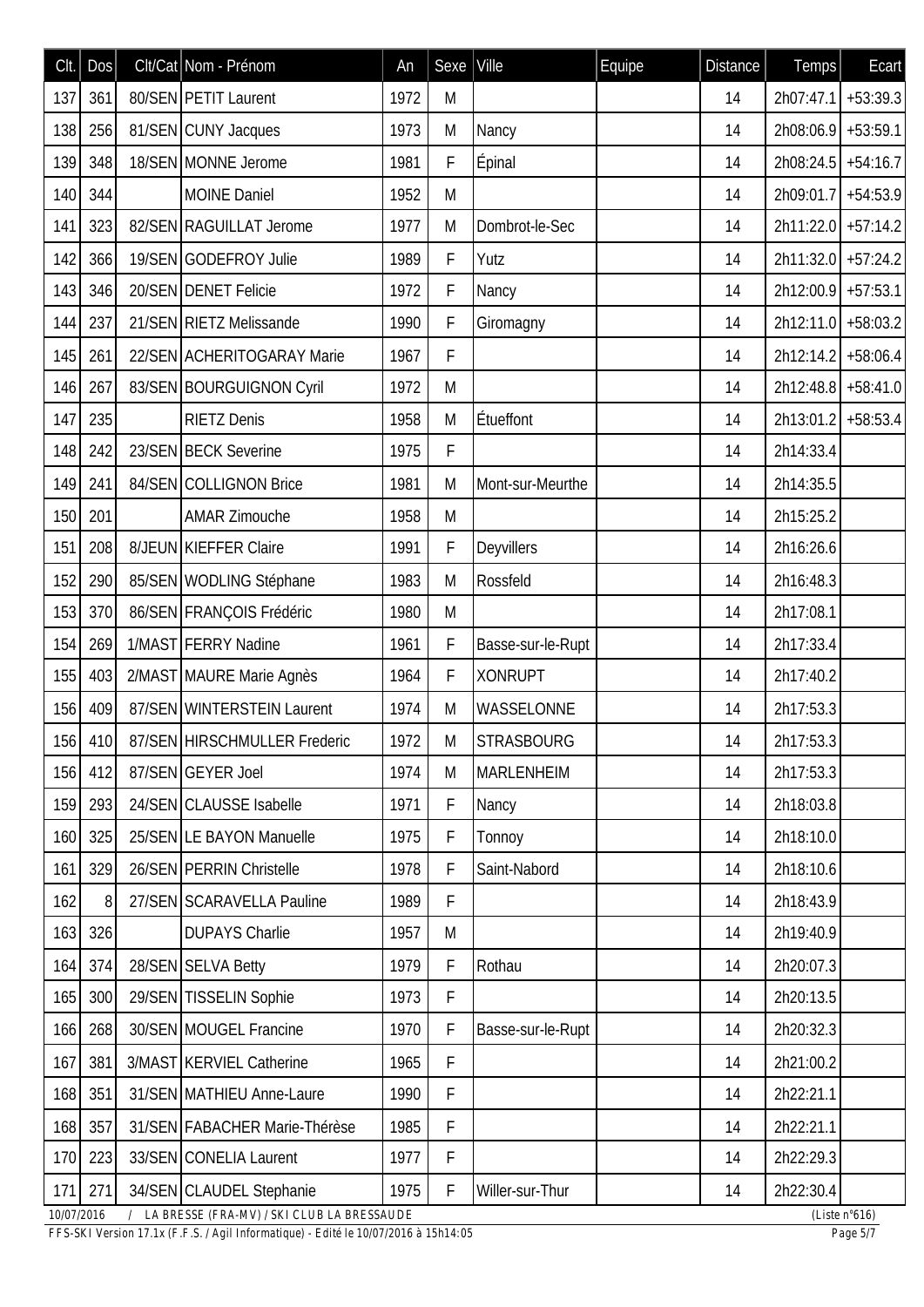| Clt. | Dos | Clt/Cat | Nom - Prénom | An | Sexe | Ville | Equipe | Distance | Temps | Ecart |
|---|---|---|---|---|---|---|---|---|---|---|
| 137 | 361 | 80/SEN | PETIT Laurent | 1972 | M | | | 14 | 2h07:47.1 | +53:39.3 |
| 138 | 256 | 81/SEN | CUNY Jacques | 1973 | M | Nancy | | 14 | 2h08:06.9 | +53:59.1 |
| 139 | 348 | 18/SEN | MONNE Jerome | 1981 | F | Épinal | | 14 | 2h08:24.5 | +54:16.7 |
| 140 | 344 | | MOINE Daniel | 1952 | M | | | 14 | 2h09:01.7 | +54:53.9 |
| 141 | 323 | 82/SEN | RAGUILLAT Jerome | 1977 | M | Dombrot-le-Sec | | 14 | 2h11:22.0 | +57:14.2 |
| 142 | 366 | 19/SEN | GODEFROY Julie | 1989 | F | Yutz | | 14 | 2h11:32.0 | +57:24.2 |
| 143 | 346 | 20/SEN | DENET Felicie | 1972 | F | Nancy | | 14 | 2h12:00.9 | +57:53.1 |
| 144 | 237 | 21/SEN | RIETZ Melissande | 1990 | F | Giromagny | | 14 | 2h12:11.0 | +58:03.2 |
| 145 | 261 | 22/SEN | ACHERITOGARAY Marie | 1967 | F | | | 14 | 2h12:14.2 | +58:06.4 |
| 146 | 267 | 83/SEN | BOURGUIGNON Cyril | 1972 | M | | | 14 | 2h12:48.8 | +58:41.0 |
| 147 | 235 | | RIETZ Denis | 1958 | M | Étueffont | | 14 | 2h13:01.2 | +58:53.4 |
| 148 | 242 | 23/SEN | BECK Severine | 1975 | F | | | 14 | 2h14:33.4 | |
| 149 | 241 | 84/SEN | COLLIGNON Brice | 1981 | M | Mont-sur-Meurthe | | 14 | 2h14:35.5 | |
| 150 | 201 | | AMAR Zimouche | 1958 | M | | | 14 | 2h15:25.2 | |
| 151 | 208 | 8/JEUN | KIEFFER Claire | 1991 | F | Deyvillers | | 14 | 2h16:26.6 | |
| 152 | 290 | 85/SEN | WODLING Stéphane | 1983 | M | Rossfeld | | 14 | 2h16:48.3 | |
| 153 | 370 | 86/SEN | FRANÇOIS Frédéric | 1980 | M | | | 14 | 2h17:08.1 | |
| 154 | 269 | 1/MAST | FERRY Nadine | 1961 | F | Basse-sur-le-Rupt | | 14 | 2h17:33.4 | |
| 155 | 403 | 2/MAST | MAURE Marie Agnès | 1964 | F | XONRUPT | | 14 | 2h17:40.2 | |
| 156 | 409 | 87/SEN | WINTERSTEIN Laurent | 1974 | M | WASSELONNE | | 14 | 2h17:53.3 | |
| 156 | 410 | 87/SEN | HIRSCHMULLER Frederic | 1972 | M | STRASBOURG | | 14 | 2h17:53.3 | |
| 156 | 412 | 87/SEN | GEYER Joel | 1974 | M | MARLENHEIM | | 14 | 2h17:53.3 | |
| 159 | 293 | 24/SEN | CLAUSSE Isabelle | 1971 | F | Nancy | | 14 | 2h18:03.8 | |
| 160 | 325 | 25/SEN | LE BAYON Manuelle | 1975 | F | Tonnoy | | 14 | 2h18:10.0 | |
| 161 | 329 | 26/SEN | PERRIN Christelle | 1978 | F | Saint-Nabord | | 14 | 2h18:10.6 | |
| 162 | 8 | 27/SEN | SCARAVELLA Pauline | 1989 | F | | | 14 | 2h18:43.9 | |
| 163 | 326 | | DUPAYS Charlie | 1957 | M | | | 14 | 2h19:40.9 | |
| 164 | 374 | 28/SEN | SELVA Betty | 1979 | F | Rothau | | 14 | 2h20:07.3 | |
| 165 | 300 | 29/SEN | TISSELIN Sophie | 1973 | F | | | 14 | 2h20:13.5 | |
| 166 | 268 | 30/SEN | MOUGEL Francine | 1970 | F | Basse-sur-le-Rupt | | 14 | 2h20:32.3 | |
| 167 | 381 | 3/MAST | KERVIEL Catherine | 1965 | F | | | 14 | 2h21:00.2 | |
| 168 | 351 | 31/SEN | MATHIEU Anne-Laure | 1990 | F | | | 14 | 2h22:21.1 | |
| 168 | 357 | 31/SEN | FABACHER Marie-Thérèse | 1985 | F | | | 14 | 2h22:21.1 | |
| 170 | 223 | 33/SEN | CONELIA Laurent | 1977 | F | | | 14 | 2h22:29.3 | |
| 171 | 271 | 34/SEN | CLAUDEL Stephanie | 1975 | F | Willer-sur-Thur | | 14 | 2h22:30.4 | |

10/07/2016 / LA BRESSE (FRA-MV) / SKI CLUB LA BRESSAUDE (Liste n°616)

FFS-SKI Version 17.1x (F.F.S. / Agil Informatique) - Edité le 10/07/2016 à 15h14:05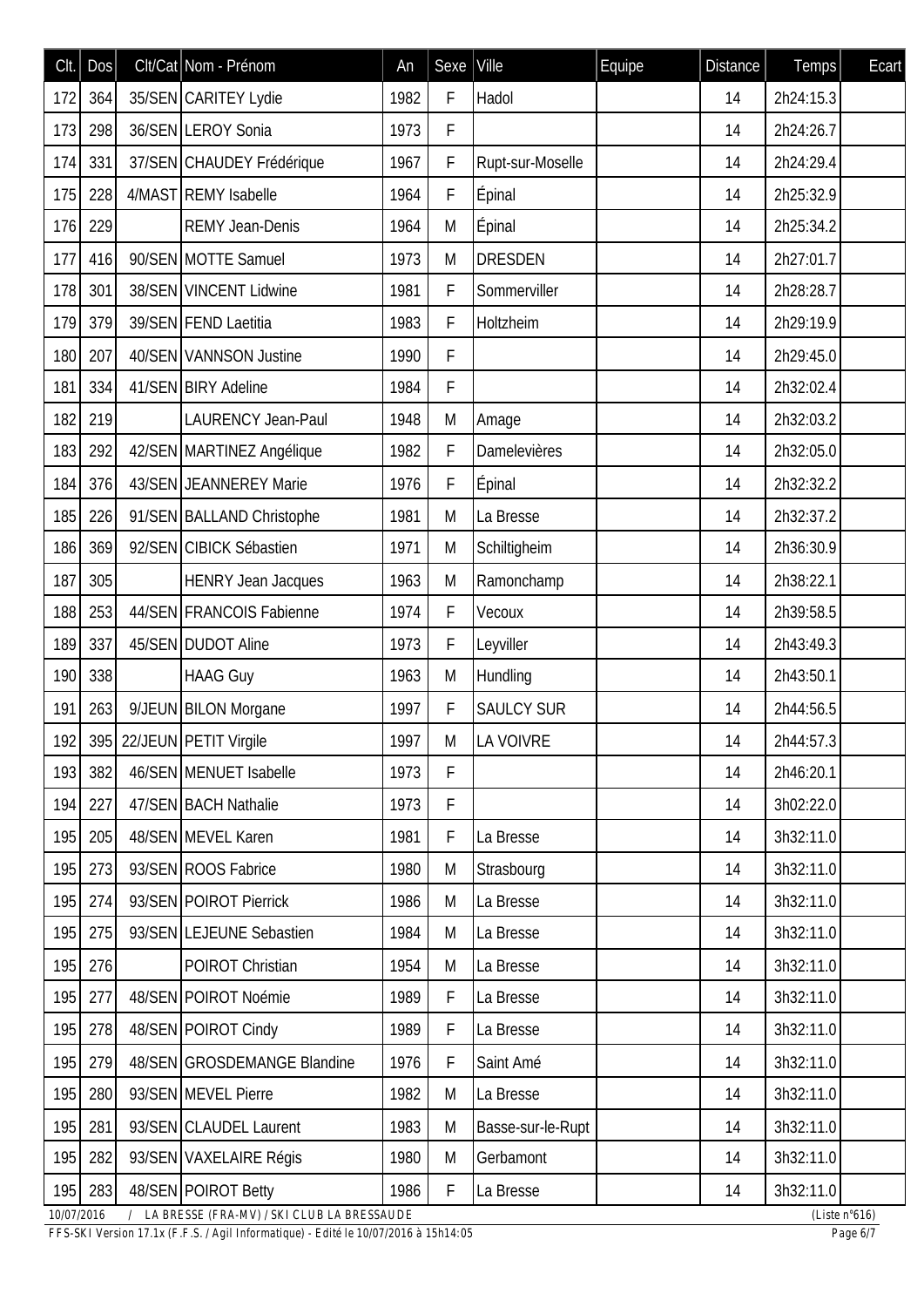| Clt. | Dos | Clt/Cat | Nom - Prénom | An | Sexe | Ville | Equipe | Distance | Temps | Ecart |
|---|---|---|---|---|---|---|---|---|---|---|
| 172 | 364 | 35/SEN | CARITEY Lydie | 1982 | F | Hadol | | 14 | 2h24:15.3 | |
| 173 | 298 | 36/SEN | LEROY Sonia | 1973 | F | | | 14 | 2h24:26.7 | |
| 174 | 331 | 37/SEN | CHAUDEY Frédérique | 1967 | F | Rupt-sur-Moselle | | 14 | 2h24:29.4 | |
| 175 | 228 | 4/MAST | REMY Isabelle | 1964 | F | Épinal | | 14 | 2h25:32.9 | |
| 176 | 229 | | REMY Jean-Denis | 1964 | M | Épinal | | 14 | 2h25:34.2 | |
| 177 | 416 | 90/SEN | MOTTE Samuel | 1973 | M | DRESDEN | | 14 | 2h27:01.7 | |
| 178 | 301 | 38/SEN | VINCENT Lidwine | 1981 | F | Sommerviller | | 14 | 2h28:28.7 | |
| 179 | 379 | 39/SEN | FEND Laetitia | 1983 | F | Holtzheim | | 14 | 2h29:19.9 | |
| 180 | 207 | 40/SEN | VANNSON Justine | 1990 | F | | | 14 | 2h29:45.0 | |
| 181 | 334 | 41/SEN | BIRY Adeline | 1984 | F | | | 14 | 2h32:02.4 | |
| 182 | 219 | | LAURENCY Jean-Paul | 1948 | M | Amage | | 14 | 2h32:03.2 | |
| 183 | 292 | 42/SEN | MARTINEZ Angélique | 1982 | F | Damelevières | | 14 | 2h32:05.0 | |
| 184 | 376 | 43/SEN | JEANNEREY Marie | 1976 | F | Épinal | | 14 | 2h32:32.2 | |
| 185 | 226 | 91/SEN | BALLAND Christophe | 1981 | M | La Bresse | | 14 | 2h32:37.2 | |
| 186 | 369 | 92/SEN | CIBICK Sébastien | 1971 | M | Schiltigheim | | 14 | 2h36:30.9 | |
| 187 | 305 | | HENRY Jean Jacques | 1963 | M | Ramonchamp | | 14 | 2h38:22.1 | |
| 188 | 253 | 44/SEN | FRANCOIS Fabienne | 1974 | F | Vecoux | | 14 | 2h39:58.5 | |
| 189 | 337 | 45/SEN | DUDOT Aline | 1973 | F | Leyviller | | 14 | 2h43:49.3 | |
| 190 | 338 | | HAAG Guy | 1963 | M | Hundling | | 14 | 2h43:50.1 | |
| 191 | 263 | 9/JEUN | BILON Morgane | 1997 | F | SAULCY SUR | | 14 | 2h44:56.5 | |
| 192 | 395 | 22/JEUN | PETIT Virgile | 1997 | M | LA VOIVRE | | 14 | 2h44:57.3 | |
| 193 | 382 | 46/SEN | MENUET Isabelle | 1973 | F | | | 14 | 2h46:20.1 | |
| 194 | 227 | 47/SEN | BACH Nathalie | 1973 | F | | | 14 | 3h02:22.0 | |
| 195 | 205 | 48/SEN | MEVEL Karen | 1981 | F | La Bresse | | 14 | 3h32:11.0 | |
| 195 | 273 | 93/SEN | ROOS Fabrice | 1980 | M | Strasbourg | | 14 | 3h32:11.0 | |
| 195 | 274 | 93/SEN | POIROT Pierrick | 1986 | M | La Bresse | | 14 | 3h32:11.0 | |
| 195 | 275 | 93/SEN | LEJEUNE Sebastien | 1984 | M | La Bresse | | 14 | 3h32:11.0 | |
| 195 | 276 | | POIROT Christian | 1954 | M | La Bresse | | 14 | 3h32:11.0 | |
| 195 | 277 | 48/SEN | POIROT Noémie | 1989 | F | La Bresse | | 14 | 3h32:11.0 | |
| 195 | 278 | 48/SEN | POIROT Cindy | 1989 | F | La Bresse | | 14 | 3h32:11.0 | |
| 195 | 279 | 48/SEN | GROSDEMANGE Blandine | 1976 | F | Saint Amé | | 14 | 3h32:11.0 | |
| 195 | 280 | 93/SEN | MEVEL Pierre | 1982 | M | La Bresse | | 14 | 3h32:11.0 | |
| 195 | 281 | 93/SEN | CLAUDEL Laurent | 1983 | M | Basse-sur-le-Rupt | | 14 | 3h32:11.0 | |
| 195 | 282 | 93/SEN | VAXELAIRE Régis | 1980 | M | Gerbamont | | 14 | 3h32:11.0 | |
| 195 | 283 | 48/SEN | POIROT Betty | 1986 | F | La Bresse | | 14 | 3h32:11.0 | |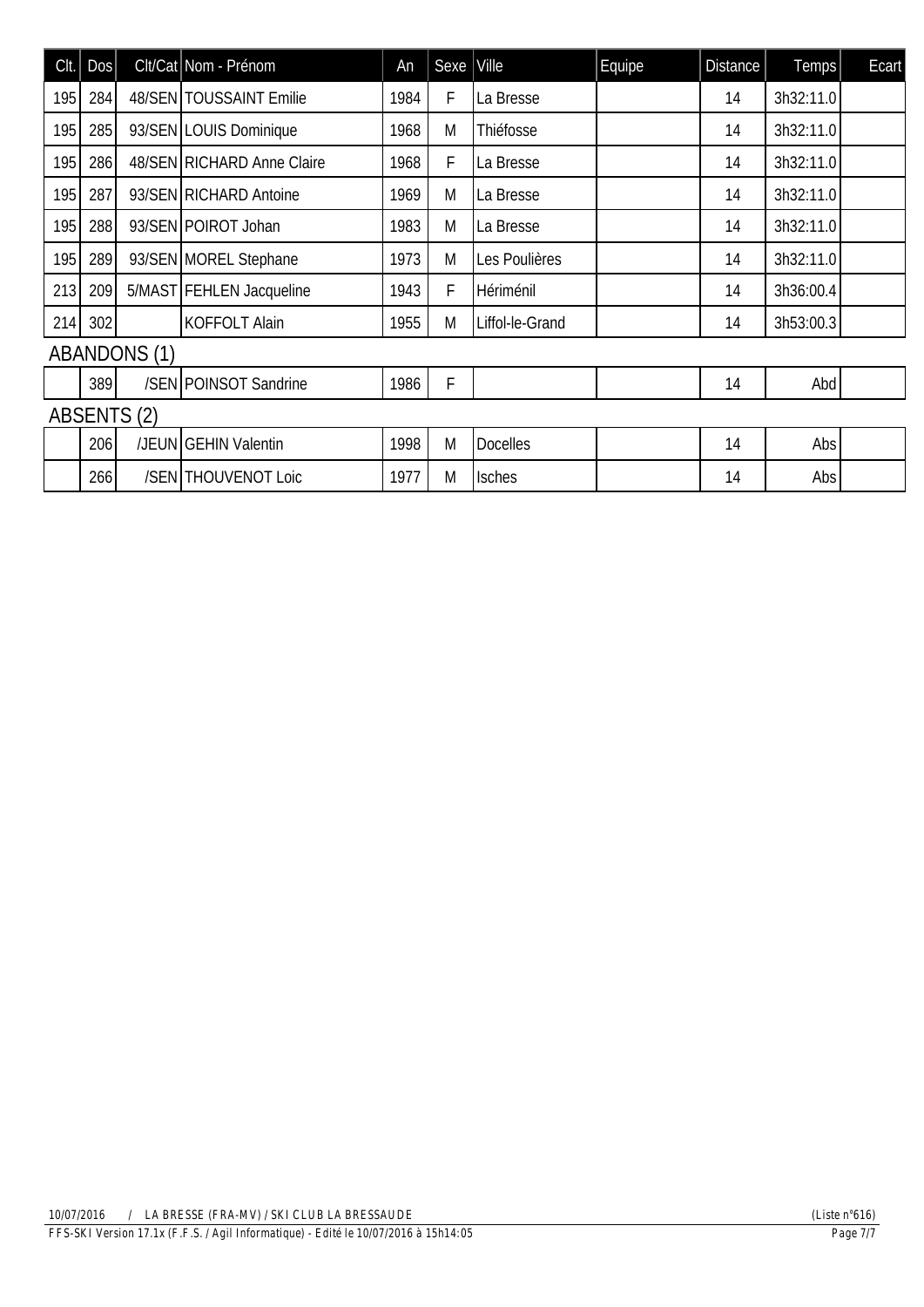| Clt. | Dos | Clt/Cat | Nom - Prénom | An | Sexe | Ville | Equipe | Distance | Temps | Ecart |
|---|---|---|---|---|---|---|---|---|---|---|
| 195 | 284 | 48/SEN | TOUSSAINT Emilie | 1984 | F | La Bresse | | 14 | 3h32:11.0 | |
| 195 | 285 | 93/SEN | LOUIS Dominique | 1968 | M | Thiéfosse | | 14 | 3h32:11.0 | |
| 195 | 286 | 48/SEN | RICHARD Anne Claire | 1968 | F | La Bresse | | 14 | 3h32:11.0 | |
| 195 | 287 | 93/SEN | RICHARD Antoine | 1969 | M | La Bresse | | 14 | 3h32:11.0 | |
| 195 | 288 | 93/SEN | POIROT Johan | 1983 | M | La Bresse | | 14 | 3h32:11.0 | |
| 195 | 289 | 93/SEN | MOREL Stephane | 1973 | M | Les Poulières | | 14 | 3h32:11.0 | |
| 213 | 209 | 5/MAST | FEHLEN Jacqueline | 1943 | F | Hériménil | | 14 | 3h36:00.4 | |
| 214 | 302 | | KOFFOLT Alain | 1955 | M | Liffol-le-Grand | | 14 | 3h53:00.3 | |
| **ABANDONS (1)** | | | | | | | | | | |
| | 389 | /SEN | POINSOT Sandrine | 1986 | F | | | 14 | Abd | |
| **ABSENTS (2)** | | | | | | | | | | |
| | 206 | /JEUN | GEHIN Valentin | 1998 | M | Docelles | | 14 | Abs | |
| | 266 | /SEN | THOUVENOT Loic | 1977 | M | Isches | | 14 | Abs | |

10/07/2016 / LA BRESSE (FRA-MV) / SKI CLUB LA BRESSAUDE (Liste n°616)

FFS-SKI Version 17.1x (F.F.S. / Agil Informatique) - Edité le 10/07/2016 à 15h14:05